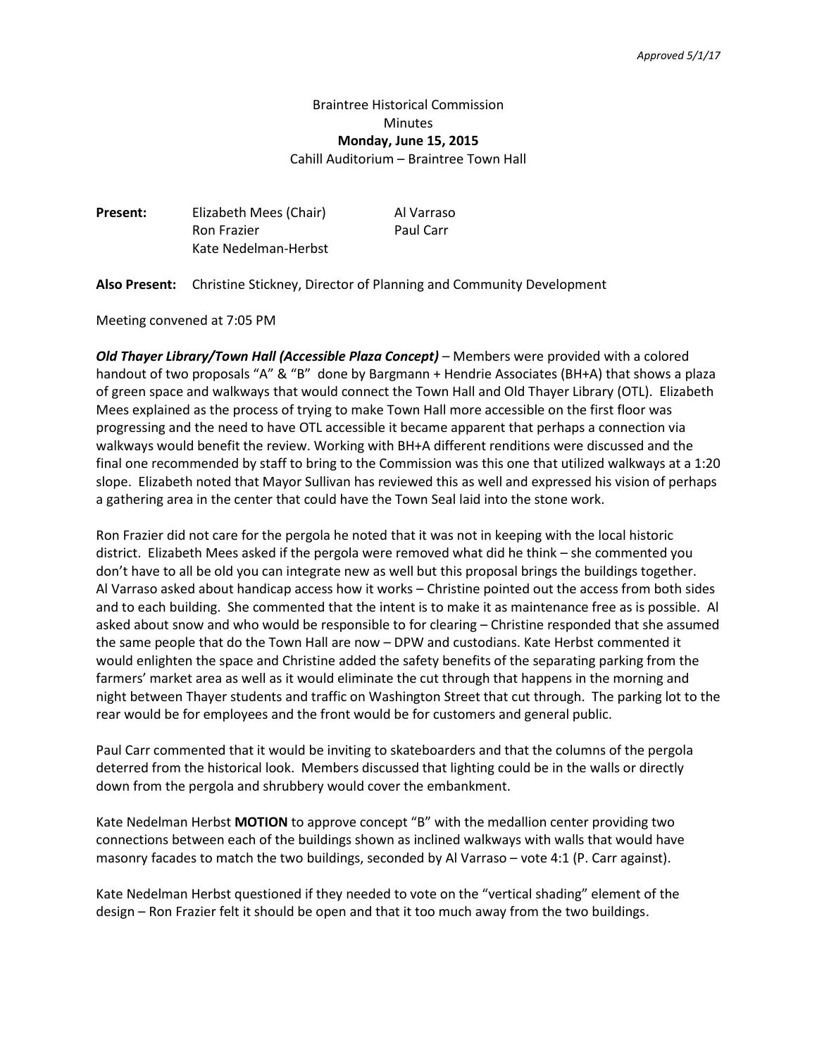*Approved 5/1/17*

Braintree Historical Commission
Minutes
**Monday, June 15, 2015**
Cahill Auditorium – Braintree Town Hall

**Present:** Elizabeth Mees (Chair), Al Varraso, Ron Frazier, Paul Carr, Kate Nedelman-Herbst

**Also Present:** Christine Stickney, Director of Planning and Community Development

Meeting convened at 7:05 PM

***Old Thayer Library/Town Hall (Accessible Plaza Concept)*** – Members were provided with a colored handout of two proposals "A" & "B" done by Bargmann + Hendrie Associates (BH+A) that shows a plaza of green space and walkways that would connect the Town Hall and Old Thayer Library (OTL). Elizabeth Mees explained as the process of trying to make Town Hall more accessible on the first floor was progressing and the need to have OTL accessible it became apparent that perhaps a connection via walkways would benefit the review. Working with BH+A different renditions were discussed and the final one recommended by staff to bring to the Commission was this one that utilized walkways at a 1:20 slope. Elizabeth noted that Mayor Sullivan has reviewed this as well and expressed his vision of perhaps a gathering area in the center that could have the Town Seal laid into the stone work.

Ron Frazier did not care for the pergola he noted that it was not in keeping with the local historic district. Elizabeth Mees asked if the pergola were removed what did he think – she commented you don't have to all be old you can integrate new as well but this proposal brings the buildings together. Al Varraso asked about handicap access how it works – Christine pointed out the access from both sides and to each building. She commented that the intent is to make it as maintenance free as is possible. Al asked about snow and who would be responsible to for clearing – Christine responded that she assumed the same people that do the Town Hall are now – DPW and custodians. Kate Herbst commented it would enlighten the space and Christine added the safety benefits of the separating parking from the farmers' market area as well as it would eliminate the cut through that happens in the morning and night between Thayer students and traffic on Washington Street that cut through. The parking lot to the rear would be for employees and the front would be for customers and general public.

Paul Carr commented that it would be inviting to skateboarders and that the columns of the pergola deterred from the historical look. Members discussed that lighting could be in the walls or directly down from the pergola and shrubbery would cover the embankment.

Kate Nedelman Herbst **MOTION** to approve concept "B" with the medallion center providing two connections between each of the buildings shown as inclined walkways with walls that would have masonry facades to match the two buildings, seconded by Al Varraso – vote 4:1 (P. Carr against).

Kate Nedelman Herbst questioned if they needed to vote on the "vertical shading" element of the design – Ron Frazier felt it should be open and that it too much away from the two buildings.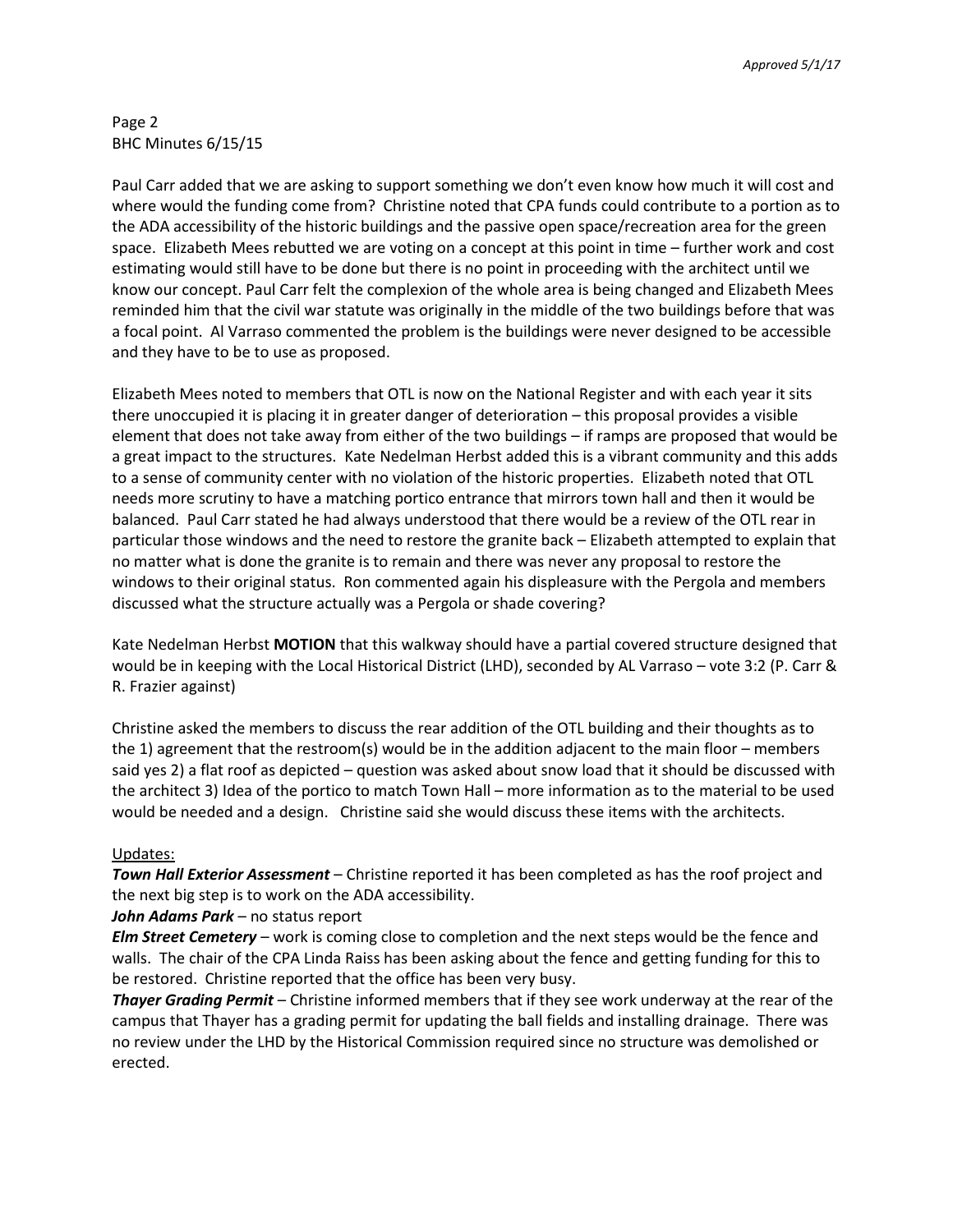Paul Carr added that we are asking to support something we don't even know how much it will cost and where would the funding come from? Christine noted that CPA funds could contribute to a portion as to the ADA accessibility of the historic buildings and the passive open space/recreation area for the green space. Elizabeth Mees rebutted we are voting on a concept at this point in time – further work and cost estimating would still have to be done but there is no point in proceeding with the architect until we know our concept. Paul Carr felt the complexion of the whole area is being changed and Elizabeth Mees reminded him that the civil war statute was originally in the middle of the two buildings before that was a focal point. Al Varraso commented the problem is the buildings were never designed to be accessible and they have to be to use as proposed.

Elizabeth Mees noted to members that OTL is now on the National Register and with each year it sits there unoccupied it is placing it in greater danger of deterioration – this proposal provides a visible element that does not take away from either of the two buildings – if ramps are proposed that would be a great impact to the structures. Kate Nedelman Herbst added this is a vibrant community and this adds to a sense of community center with no violation of the historic properties. Elizabeth noted that OTL needs more scrutiny to have a matching portico entrance that mirrors town hall and then it would be balanced. Paul Carr stated he had always understood that there would be a review of the OTL rear in particular those windows and the need to restore the granite back – Elizabeth attempted to explain that no matter what is done the granite is to remain and there was never any proposal to restore the windows to their original status. Ron commented again his displeasure with the Pergola and members discussed what the structure actually was a Pergola or shade covering?

Kate Nedelman Herbst **MOTION** that this walkway should have a partial covered structure designed that would be in keeping with the Local Historical District (LHD), seconded by AL Varraso – vote 3:2 (P. Carr & R. Frazier against)

Christine asked the members to discuss the rear addition of the OTL building and their thoughts as to the 1) agreement that the restroom(s) would be in the addition adjacent to the main floor – members said yes 2) a flat roof as depicted – question was asked about snow load that it should be discussed with the architect 3) Idea of the portico to match Town Hall – more information as to the material to be used would be needed and a design. Christine said she would discuss these items with the architects.

Updates:

***Town Hall Exterior Assessment*** – Christine reported it has been completed as has the roof project and the next big step is to work on the ADA accessibility.

***John Adams Park*** – no status report

***Elm Street Cemetery*** – work is coming close to completion and the next steps would be the fence and walls. The chair of the CPA Linda Raiss has been asking about the fence and getting funding for this to be restored. Christine reported that the office has been very busy.

***Thayer Grading Permit*** – Christine informed members that if they see work underway at the rear of the campus that Thayer has a grading permit for updating the ball fields and installing drainage. There was no review under the LHD by the Historical Commission required since no structure was demolished or erected.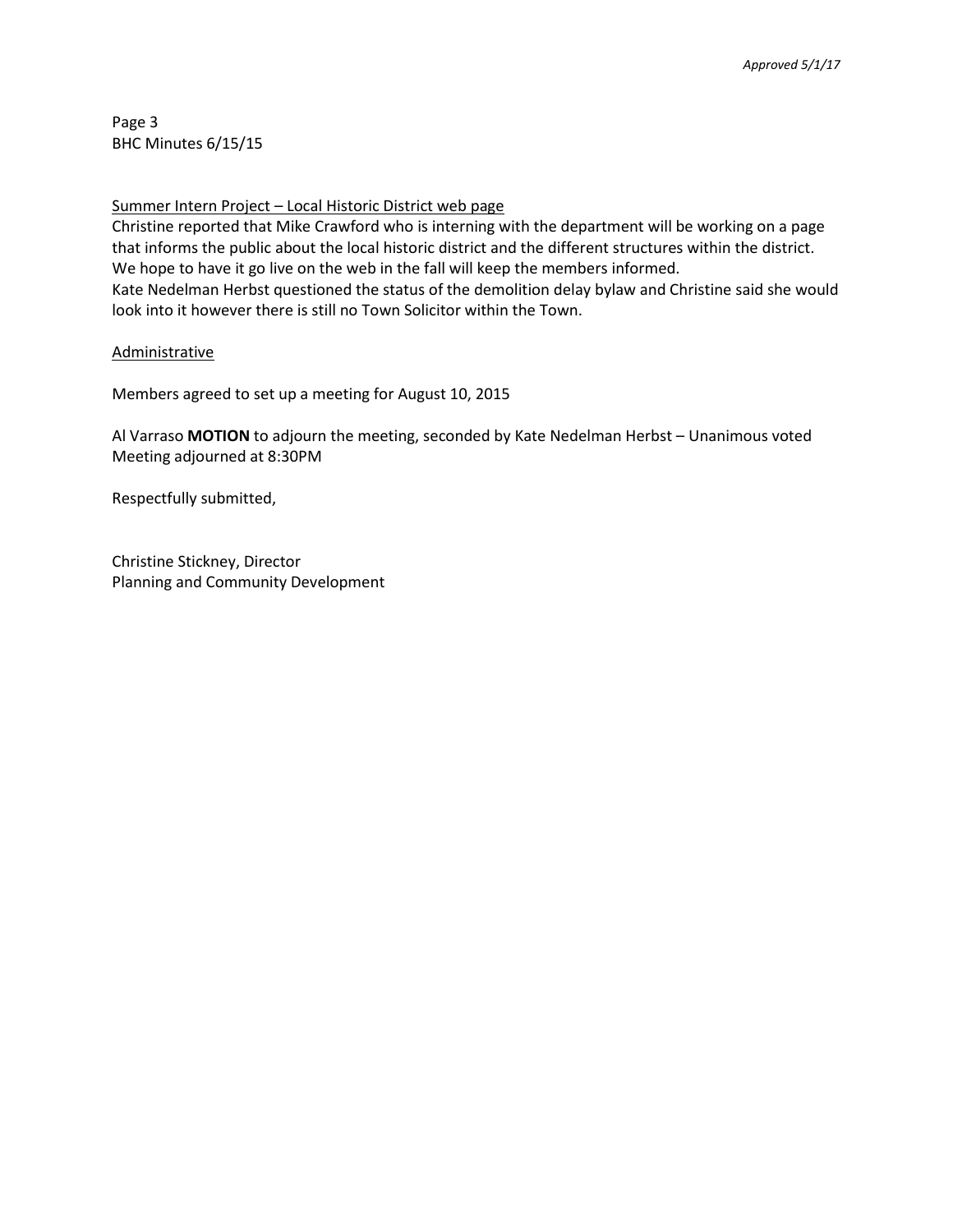*Approved 5/1/17*

Page 3
BHC Minutes 6/15/15

Summer Intern Project – Local Historic District web page

Christine reported that Mike Crawford who is interning with the department will be working on a page that informs the public about the local historic district and the different structures within the district. We hope to have it go live on the web in the fall will keep the members informed.
Kate Nedelman Herbst questioned the status of the demolition delay bylaw and Christine said she would look into it however there is still no Town Solicitor within the Town.

Administrative

Members agreed to set up a meeting for August 10, 2015

Al Varraso **MOTION** to adjourn the meeting, seconded by Kate Nedelman Herbst – Unanimous voted
Meeting adjourned at 8:30PM

Respectfully submitted,

Christine Stickney, Director
Planning and Community Development